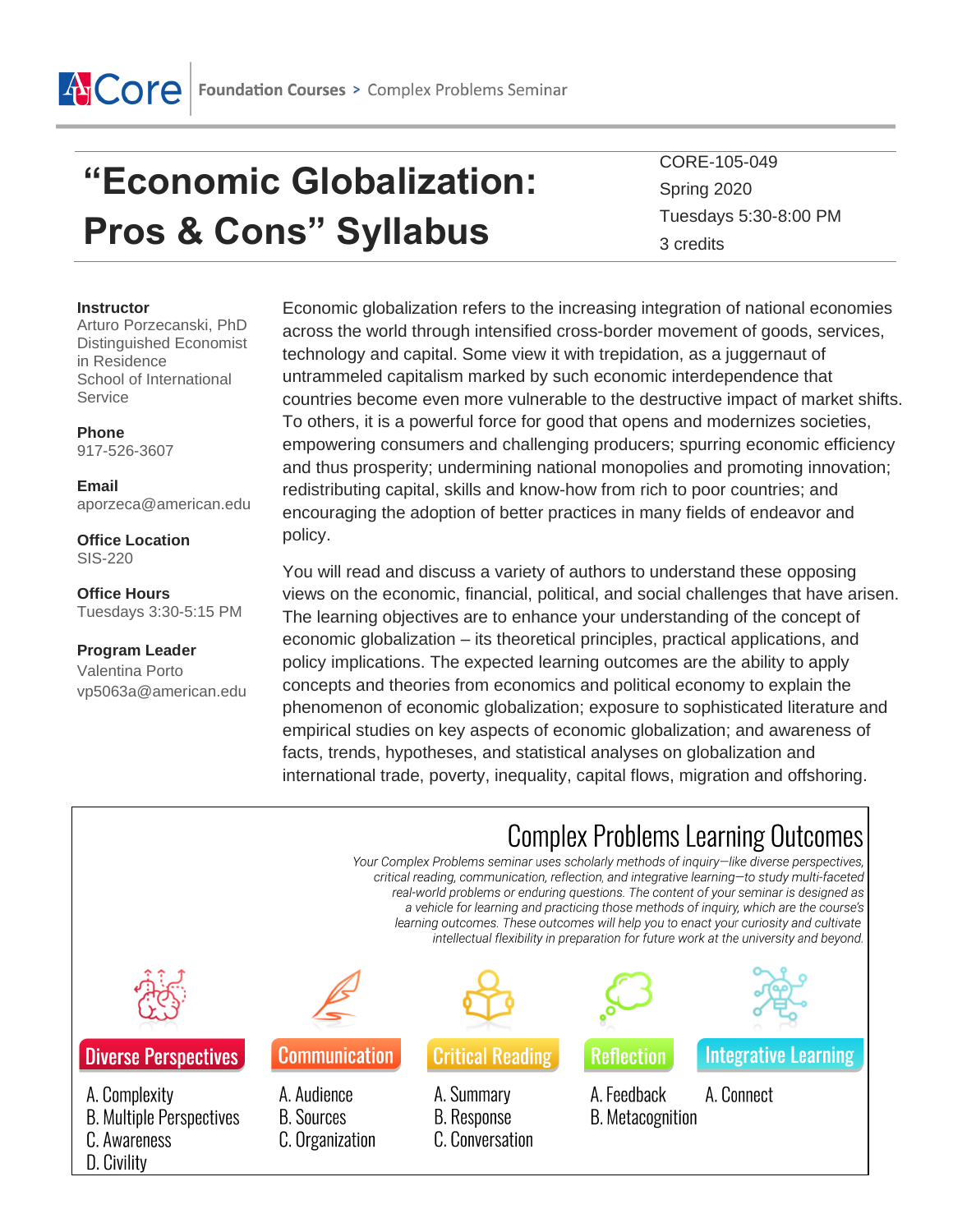AU Core | Foundation Courses > Complex Problems Seminar

# "Economic Globalization: Pros & Cons" Syllabus

CORE-105-049
Spring 2020
Tuesdays 5:30-8:00 PM
3 credits

**Instructor**
Arturo Porzecanski, PhD
Distinguished Economist in Residence
School of International Service

**Phone**
917-526-3607

**Email**
aporzeca@american.edu

**Office Location**
SIS-220

**Office Hours**
Tuesdays 3:30-5:15 PM

**Program Leader**
Valentina Porto
vp5063a@american.edu

Economic globalization refers to the increasing integration of national economies across the world through intensified cross-border movement of goods, services, technology and capital. Some view it with trepidation, as a juggernaut of untrammeled capitalism marked by such economic interdependence that countries become even more vulnerable to the destructive impact of market shifts. To others, it is a powerful force for good that opens and modernizes societies, empowering consumers and challenging producers; spurring economic efficiency and thus prosperity; undermining national monopolies and promoting innovation; redistributing capital, skills and know-how from rich to poor countries; and encouraging the adoption of better practices in many fields of endeavor and policy.

You will read and discuss a variety of authors to understand these opposing views on the economic, financial, political, and social challenges that have arisen. The learning objectives are to enhance your understanding of the concept of economic globalization – its theoretical principles, practical applications, and policy implications. The expected learning outcomes are the ability to apply concepts and theories from economics and political economy to explain the phenomenon of economic globalization; exposure to sophisticated literature and empirical studies on key aspects of economic globalization; and awareness of facts, trends, hypotheses, and statistical analyses on globalization and international trade, poverty, inequality, capital flows, migration and offshoring.

## Complex Problems Learning Outcomes

*Your Complex Problems seminar uses scholarly methods of inquiry—like diverse perspectives, critical reading, communication, reflection, and integrative learning—to study multi-faceted real-world problems or enduring questions. The content of your seminar is designed as a vehicle for learning and practicing those methods of inquiry, which are the course's learning outcomes. These outcomes will help you to enact your curiosity and cultivate intellectual flexibility in preparation for future work at the university and beyond.*

**Diverse Perspectives**
A. Complexity
B. Multiple Perspectives
C. Awareness
D. Civility

**Communication**
A. Audience
B. Sources
C. Organization

**Critical Reading**
A. Summary
B. Response
C. Conversation

**Reflection**
A. Feedback
B. Metacognition

**Integrative Learning**
A. Connect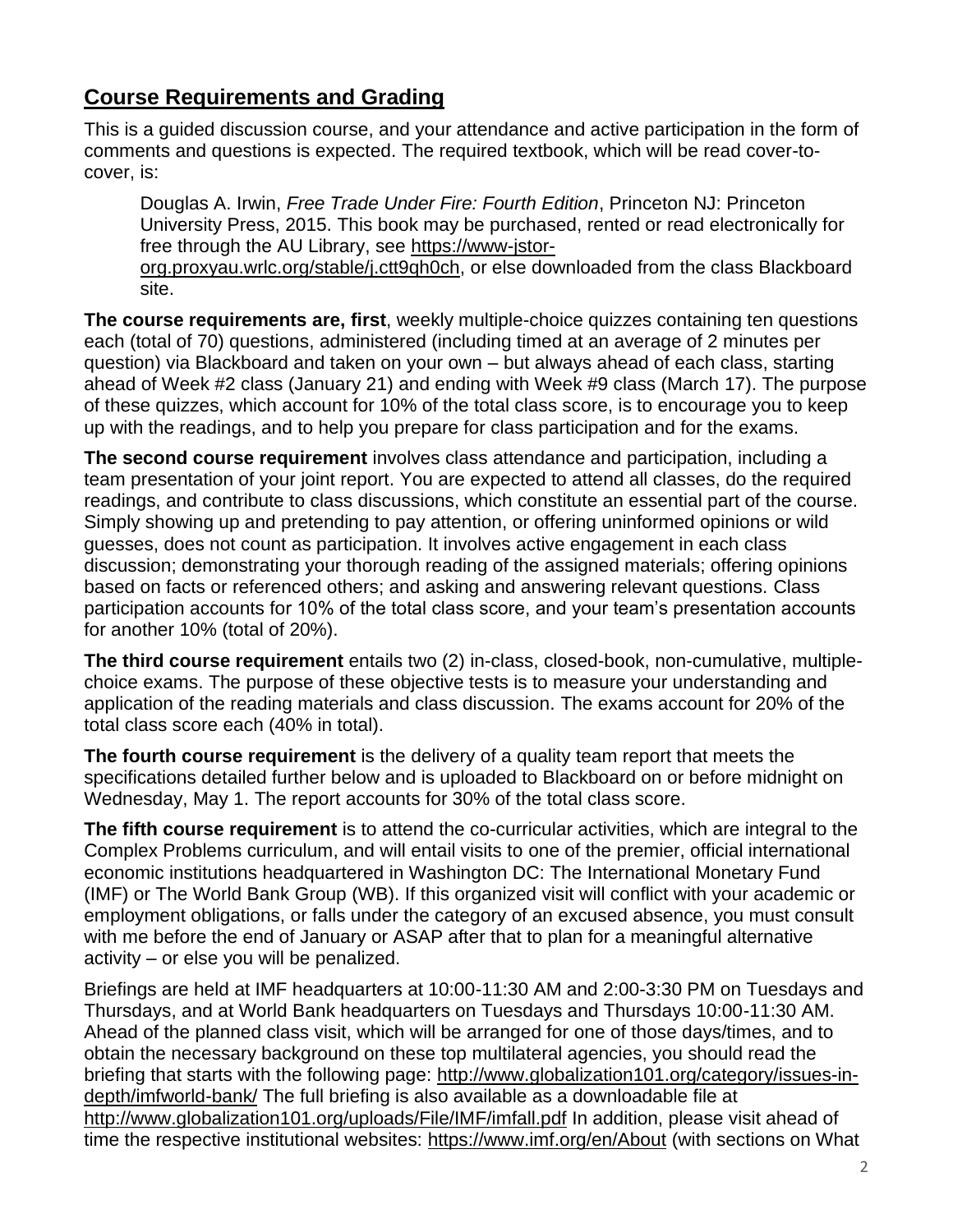## Course Requirements and Grading

This is a guided discussion course, and your attendance and active participation in the form of comments and questions is expected. The required textbook, which will be read cover-to-cover, is:

> Douglas A. Irwin, *Free Trade Under Fire: Fourth Edition*, Princeton NJ: Princeton University Press, 2015. This book may be purchased, rented or read electronically for free through the AU Library, see https://www-jstor-org.proxyau.wrlc.org/stable/j.ctt9qh0ch, or else downloaded from the class Blackboard site.

**The course requirements are, first**, weekly multiple-choice quizzes containing ten questions each (total of 70) questions, administered (including timed at an average of 2 minutes per question) via Blackboard and taken on your own – but always ahead of each class, starting ahead of Week #2 class (January 21) and ending with Week #9 class (March 17). The purpose of these quizzes, which account for 10% of the total class score, is to encourage you to keep up with the readings, and to help you prepare for class participation and for the exams.

**The second course requirement** involves class attendance and participation, including a team presentation of your joint report. You are expected to attend all classes, do the required readings, and contribute to class discussions, which constitute an essential part of the course. Simply showing up and pretending to pay attention, or offering uninformed opinions or wild guesses, does not count as participation. It involves active engagement in each class discussion; demonstrating your thorough reading of the assigned materials; offering opinions based on facts or referenced others; and asking and answering relevant questions. Class participation accounts for 10% of the total class score, and your team's presentation accounts for another 10% (total of 20%).

**The third course requirement** entails two (2) in-class, closed-book, non-cumulative, multiple-choice exams. The purpose of these objective tests is to measure your understanding and application of the reading materials and class discussion. The exams account for 20% of the total class score each (40% in total).

**The fourth course requirement** is the delivery of a quality team report that meets the specifications detailed further below and is uploaded to Blackboard on or before midnight on Wednesday, May 1. The report accounts for 30% of the total class score.

**The fifth course requirement** is to attend the co-curricular activities, which are integral to the Complex Problems curriculum, and will entail visits to one of the premier, official international economic institutions headquartered in Washington DC: The International Monetary Fund (IMF) or The World Bank Group (WB). If this organized visit will conflict with your academic or employment obligations, or falls under the category of an excused absence, you must consult with me before the end of January or ASAP after that to plan for a meaningful alternative activity – or else you will be penalized.

Briefings are held at IMF headquarters at 10:00-11:30 AM and 2:00-3:30 PM on Tuesdays and Thursdays, and at World Bank headquarters on Tuesdays and Thursdays 10:00-11:30 AM. Ahead of the planned class visit, which will be arranged for one of those days/times, and to obtain the necessary background on these top multilateral agencies, you should read the briefing that starts with the following page: http://www.globalization101.org/category/issues-in-depth/imfworld-bank/ The full briefing is also available as a downloadable file at http://www.globalization101.org/uploads/File/IMF/imfall.pdf In addition, please visit ahead of time the respective institutional websites: https://www.imf.org/en/About (with sections on What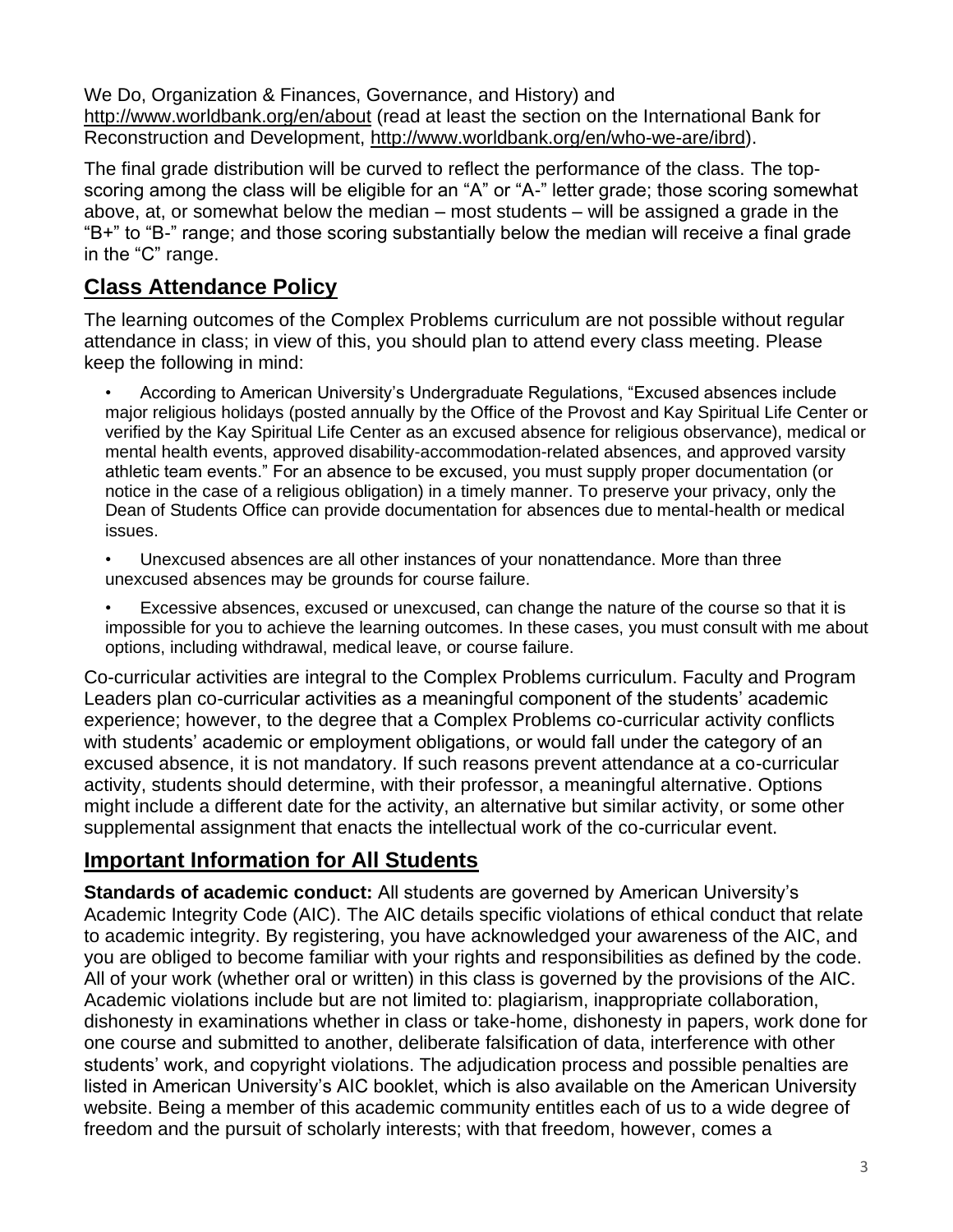We Do, Organization & Finances, Governance, and History) and http://www.worldbank.org/en/about (read at least the section on the International Bank for Reconstruction and Development, http://www.worldbank.org/en/who-we-are/ibrd).

The final grade distribution will be curved to reflect the performance of the class. The top-scoring among the class will be eligible for an "A" or "A-" letter grade; those scoring somewhat above, at, or somewhat below the median – most students – will be assigned a grade in the "B+" to "B-" range; and those scoring substantially below the median will receive a final grade in the "C" range.

## Class Attendance Policy

The learning outcomes of the Complex Problems curriculum are not possible without regular attendance in class; in view of this, you should plan to attend every class meeting. Please keep the following in mind:

- According to American University's Undergraduate Regulations, "Excused absences include major religious holidays (posted annually by the Office of the Provost and Kay Spiritual Life Center or verified by the Kay Spiritual Life Center as an excused absence for religious observance), medical or mental health events, approved disability-accommodation-related absences, and approved varsity athletic team events." For an absence to be excused, you must supply proper documentation (or notice in the case of a religious obligation) in a timely manner. To preserve your privacy, only the Dean of Students Office can provide documentation for absences due to mental-health or medical issues.
- Unexcused absences are all other instances of your nonattendance. More than three unexcused absences may be grounds for course failure.
- Excessive absences, excused or unexcused, can change the nature of the course so that it is impossible for you to achieve the learning outcomes. In these cases, you must consult with me about options, including withdrawal, medical leave, or course failure.

Co-curricular activities are integral to the Complex Problems curriculum. Faculty and Program Leaders plan co-curricular activities as a meaningful component of the students' academic experience; however, to the degree that a Complex Problems co-curricular activity conflicts with students' academic or employment obligations, or would fall under the category of an excused absence, it is not mandatory. If such reasons prevent attendance at a co-curricular activity, students should determine, with their professor, a meaningful alternative. Options might include a different date for the activity, an alternative but similar activity, or some other supplemental assignment that enacts the intellectual work of the co-curricular event.

## Important Information for All Students

**Standards of academic conduct:** All students are governed by American University's Academic Integrity Code (AIC). The AIC details specific violations of ethical conduct that relate to academic integrity. By registering, you have acknowledged your awareness of the AIC, and you are obliged to become familiar with your rights and responsibilities as defined by the code. All of your work (whether oral or written) in this class is governed by the provisions of the AIC. Academic violations include but are not limited to: plagiarism, inappropriate collaboration, dishonesty in examinations whether in class or take-home, dishonesty in papers, work done for one course and submitted to another, deliberate falsification of data, interference with other students' work, and copyright violations. The adjudication process and possible penalties are listed in American University's AIC booklet, which is also available on the American University website. Being a member of this academic community entitles each of us to a wide degree of freedom and the pursuit of scholarly interests; with that freedom, however, comes a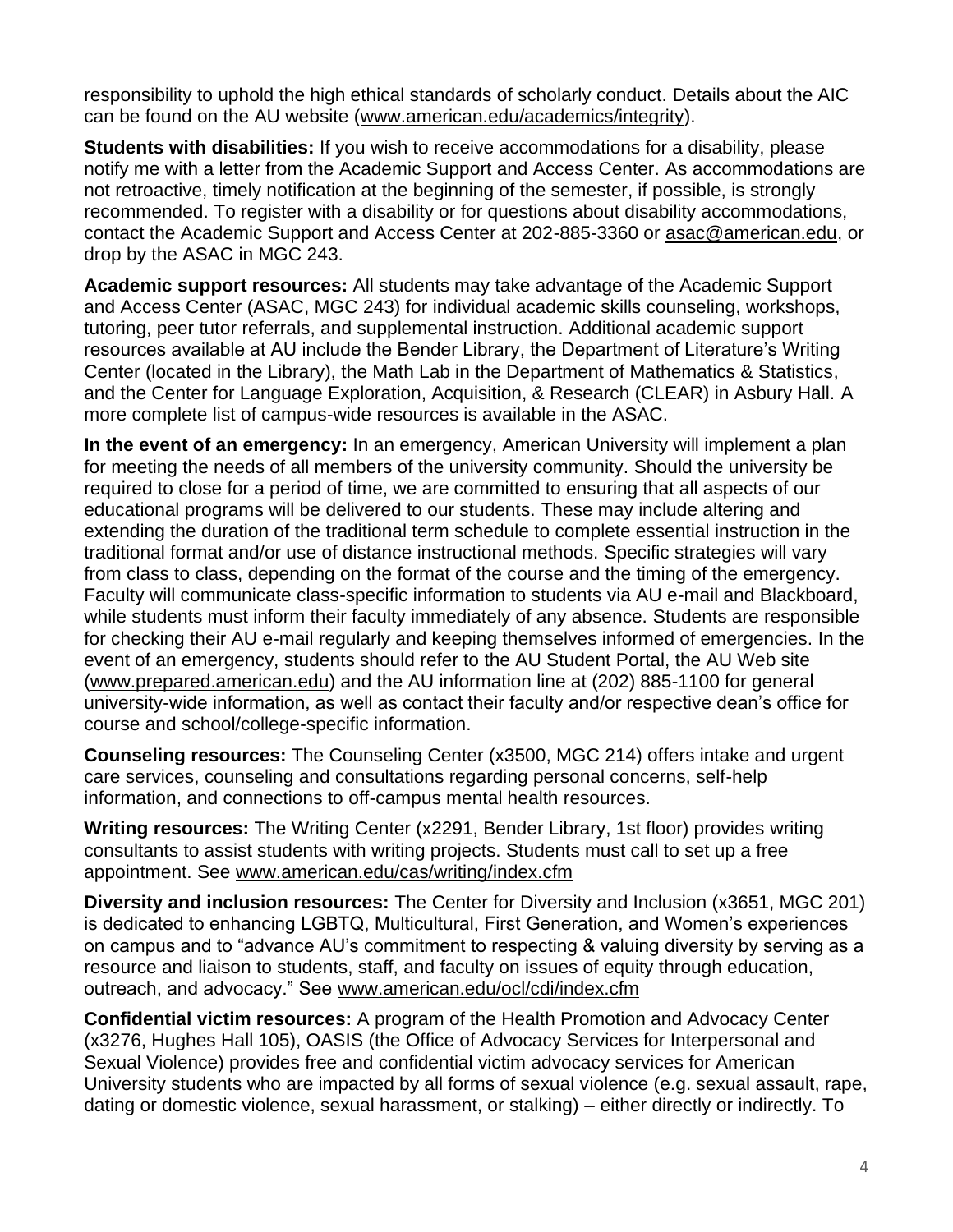responsibility to uphold the high ethical standards of scholarly conduct. Details about the AIC can be found on the AU website (www.american.edu/academics/integrity).

**Students with disabilities:** If you wish to receive accommodations for a disability, please notify me with a letter from the Academic Support and Access Center. As accommodations are not retroactive, timely notification at the beginning of the semester, if possible, is strongly recommended. To register with a disability or for questions about disability accommodations, contact the Academic Support and Access Center at 202-885-3360 or asac@american.edu, or drop by the ASAC in MGC 243.

**Academic support resources:** All students may take advantage of the Academic Support and Access Center (ASAC, MGC 243) for individual academic skills counseling, workshops, tutoring, peer tutor referrals, and supplemental instruction. Additional academic support resources available at AU include the Bender Library, the Department of Literature's Writing Center (located in the Library), the Math Lab in the Department of Mathematics & Statistics, and the Center for Language Exploration, Acquisition, & Research (CLEAR) in Asbury Hall. A more complete list of campus-wide resources is available in the ASAC.

**In the event of an emergency:** In an emergency, American University will implement a plan for meeting the needs of all members of the university community. Should the university be required to close for a period of time, we are committed to ensuring that all aspects of our educational programs will be delivered to our students. These may include altering and extending the duration of the traditional term schedule to complete essential instruction in the traditional format and/or use of distance instructional methods. Specific strategies will vary from class to class, depending on the format of the course and the timing of the emergency. Faculty will communicate class-specific information to students via AU e-mail and Blackboard, while students must inform their faculty immediately of any absence. Students are responsible for checking their AU e-mail regularly and keeping themselves informed of emergencies. In the event of an emergency, students should refer to the AU Student Portal, the AU Web site (www.prepared.american.edu) and the AU information line at (202) 885-1100 for general university-wide information, as well as contact their faculty and/or respective dean's office for course and school/college-specific information.

**Counseling resources:** The Counseling Center (x3500, MGC 214) offers intake and urgent care services, counseling and consultations regarding personal concerns, self-help information, and connections to off-campus mental health resources.

**Writing resources:** The Writing Center (x2291, Bender Library, 1st floor) provides writing consultants to assist students with writing projects. Students must call to set up a free appointment. See www.american.edu/cas/writing/index.cfm

**Diversity and inclusion resources:** The Center for Diversity and Inclusion (x3651, MGC 201) is dedicated to enhancing LGBTQ, Multicultural, First Generation, and Women's experiences on campus and to "advance AU's commitment to respecting & valuing diversity by serving as a resource and liaison to students, staff, and faculty on issues of equity through education, outreach, and advocacy." See www.american.edu/ocl/cdi/index.cfm

**Confidential victim resources:** A program of the Health Promotion and Advocacy Center (x3276, Hughes Hall 105), OASIS (the Office of Advocacy Services for Interpersonal and Sexual Violence) provides free and confidential victim advocacy services for American University students who are impacted by all forms of sexual violence (e.g. sexual assault, rape, dating or domestic violence, sexual harassment, or stalking) – either directly or indirectly. To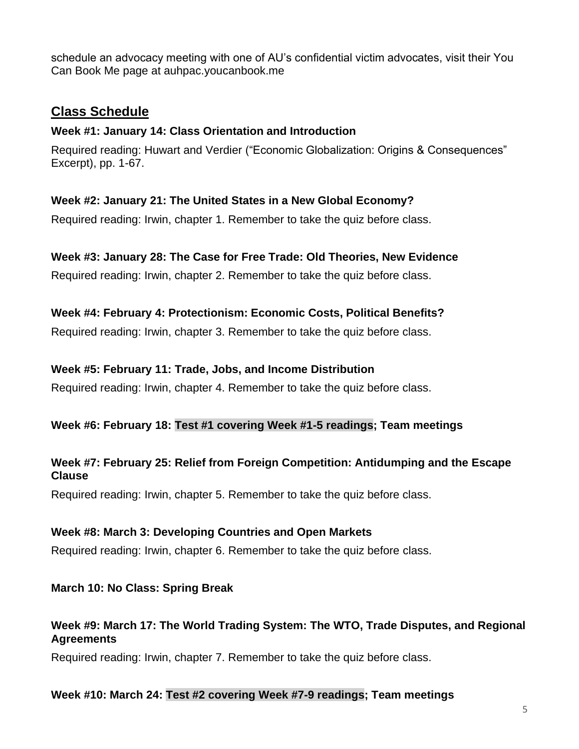schedule an advocacy meeting with one of AU's confidential victim advocates, visit their You Can Book Me page at auhpac.youcanbook.me

## Class Schedule

**Week #1: January 14: Class Orientation and Introduction**

Required reading: Huwart and Verdier ("Economic Globalization: Origins & Consequences" Excerpt), pp. 1-67.

**Week #2: January 21: The United States in a New Global Economy?**

Required reading: Irwin, chapter 1. Remember to take the quiz before class.

**Week #3: January 28: The Case for Free Trade: Old Theories, New Evidence**

Required reading: Irwin, chapter 2. Remember to take the quiz before class.

**Week #4: February 4: Protectionism: Economic Costs, Political Benefits?**

Required reading: Irwin, chapter 3. Remember to take the quiz before class.

**Week #5: February 11: Trade, Jobs, and Income Distribution**

Required reading: Irwin, chapter 4. Remember to take the quiz before class.

**Week #6: February 18: Test #1 covering Week #1-5 readings; Team meetings**

**Week #7: February 25: Relief from Foreign Competition: Antidumping and the Escape Clause**

Required reading: Irwin, chapter 5. Remember to take the quiz before class.

**Week #8: March 3: Developing Countries and Open Markets**

Required reading: Irwin, chapter 6. Remember to take the quiz before class.

**March 10: No Class: Spring Break**

**Week #9: March 17: The World Trading System: The WTO, Trade Disputes, and Regional Agreements**

Required reading: Irwin, chapter 7. Remember to take the quiz before class.

**Week #10: March 24: Test #2 covering Week #7-9 readings; Team meetings**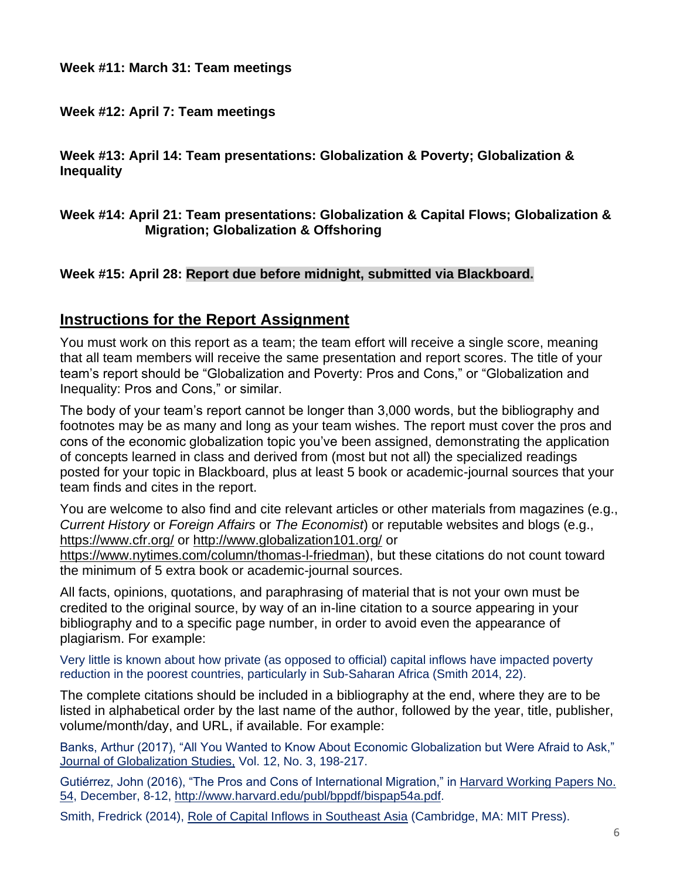**Week #11: March 31: Team meetings**

**Week #12: April 7: Team meetings**

**Week #13: April 14: Team presentations: Globalization & Poverty; Globalization & Inequality**

**Week #14: April 21: Team presentations: Globalization & Capital Flows; Globalization & Migration; Globalization & Offshoring**

**Week #15: April 28: Report due before midnight, submitted via Blackboard.**

## Instructions for the Report Assignment

You must work on this report as a team; the team effort will receive a single score, meaning that all team members will receive the same presentation and report scores. The title of your team's report should be "Globalization and Poverty: Pros and Cons," or "Globalization and Inequality: Pros and Cons," or similar.

The body of your team's report cannot be longer than 3,000 words, but the bibliography and footnotes may be as many and long as your team wishes. The report must cover the pros and cons of the economic globalization topic you've been assigned, demonstrating the application of concepts learned in class and derived from (most but not all) the specialized readings posted for your topic in Blackboard, plus at least 5 book or academic-journal sources that your team finds and cites in the report.

You are welcome to also find and cite relevant articles or other materials from magazines (e.g., *Current History* or *Foreign Affairs* or *The Economist*) or reputable websites and blogs (e.g., https://www.cfr.org/ or http://www.globalization101.org/ or https://www.nytimes.com/column/thomas-l-friedman), but these citations do not count toward the minimum of 5 extra book or academic-journal sources.

All facts, opinions, quotations, and paraphrasing of material that is not your own must be credited to the original source, by way of an in-line citation to a source appearing in your bibliography and to a specific page number, in order to avoid even the appearance of plagiarism. For example:

Very little is known about how private (as opposed to official) capital inflows have impacted poverty reduction in the poorest countries, particularly in Sub-Saharan Africa (Smith 2014, 22).

The complete citations should be included in a bibliography at the end, where they are to be listed in alphabetical order by the last name of the author, followed by the year, title, publisher, volume/month/day, and URL, if available. For example:

Banks, Arthur (2017), "All You Wanted to Know About Economic Globalization but Were Afraid to Ask," Journal of Globalization Studies, Vol. 12, No. 3, 198-217.

Gutiérrez, John (2016), "The Pros and Cons of International Migration," in Harvard Working Papers No. 54, December, 8-12, http://www.harvard.edu/publ/bppdf/bispap54a.pdf.

Smith, Fredrick (2014), Role of Capital Inflows in Southeast Asia (Cambridge, MA: MIT Press).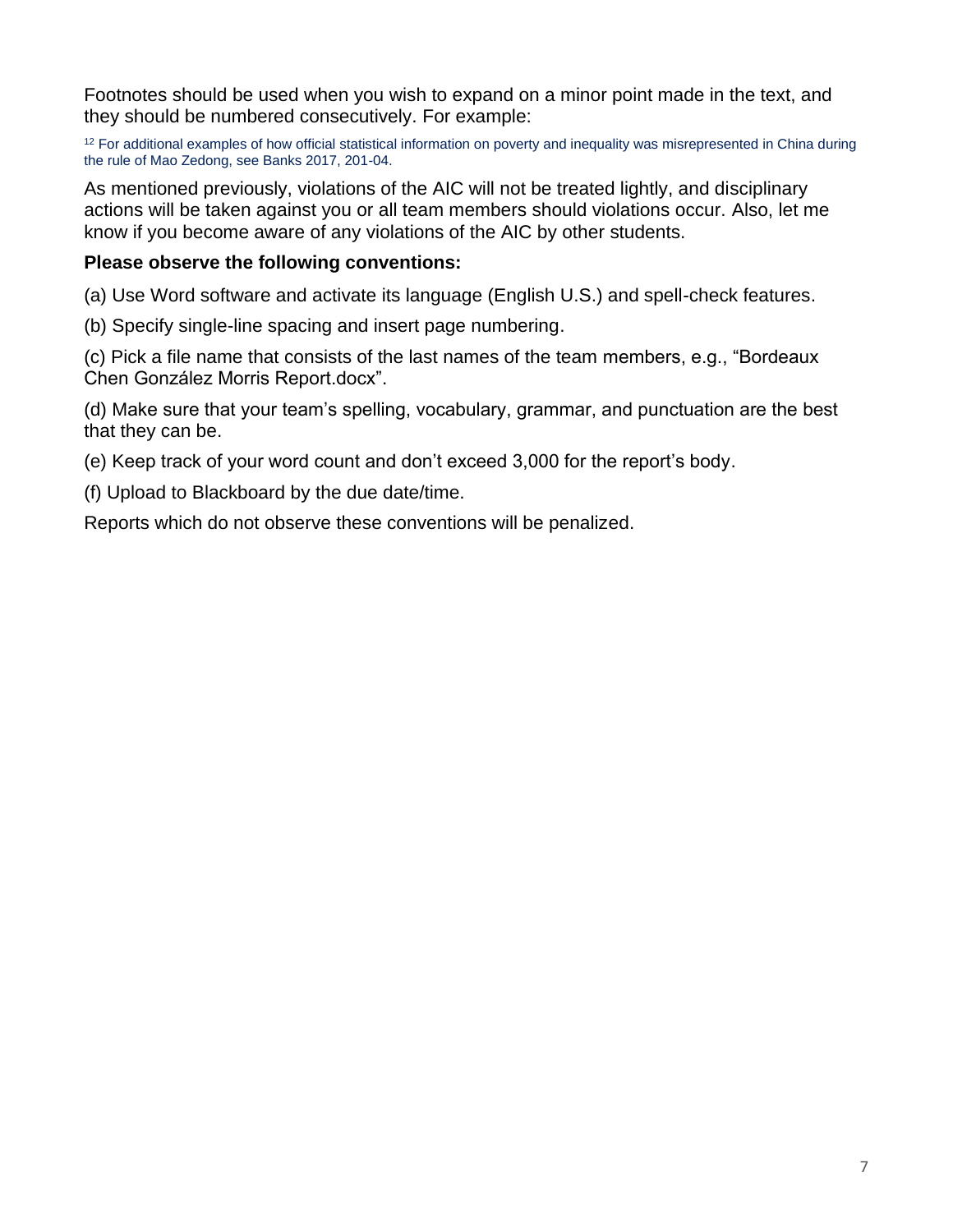Footnotes should be used when you wish to expand on a minor point made in the text, and they should be numbered consecutively. For example:

[12] For additional examples of how official statistical information on poverty and inequality was misrepresented in China during the rule of Mao Zedong, see Banks 2017, 201-04.

As mentioned previously, violations of the AIC will not be treated lightly, and disciplinary actions will be taken against you or all team members should violations occur. Also, let me know if you become aware of any violations of the AIC by other students.

**Please observe the following conventions:**

(a) Use Word software and activate its language (English U.S.) and spell-check features.

(b) Specify single-line spacing and insert page numbering.

(c) Pick a file name that consists of the last names of the team members, e.g., "Bordeaux Chen González Morris Report.docx".

(d) Make sure that your team's spelling, vocabulary, grammar, and punctuation are the best that they can be.

(e) Keep track of your word count and don't exceed 3,000 for the report's body.

(f) Upload to Blackboard by the due date/time.

Reports which do not observe these conventions will be penalized.